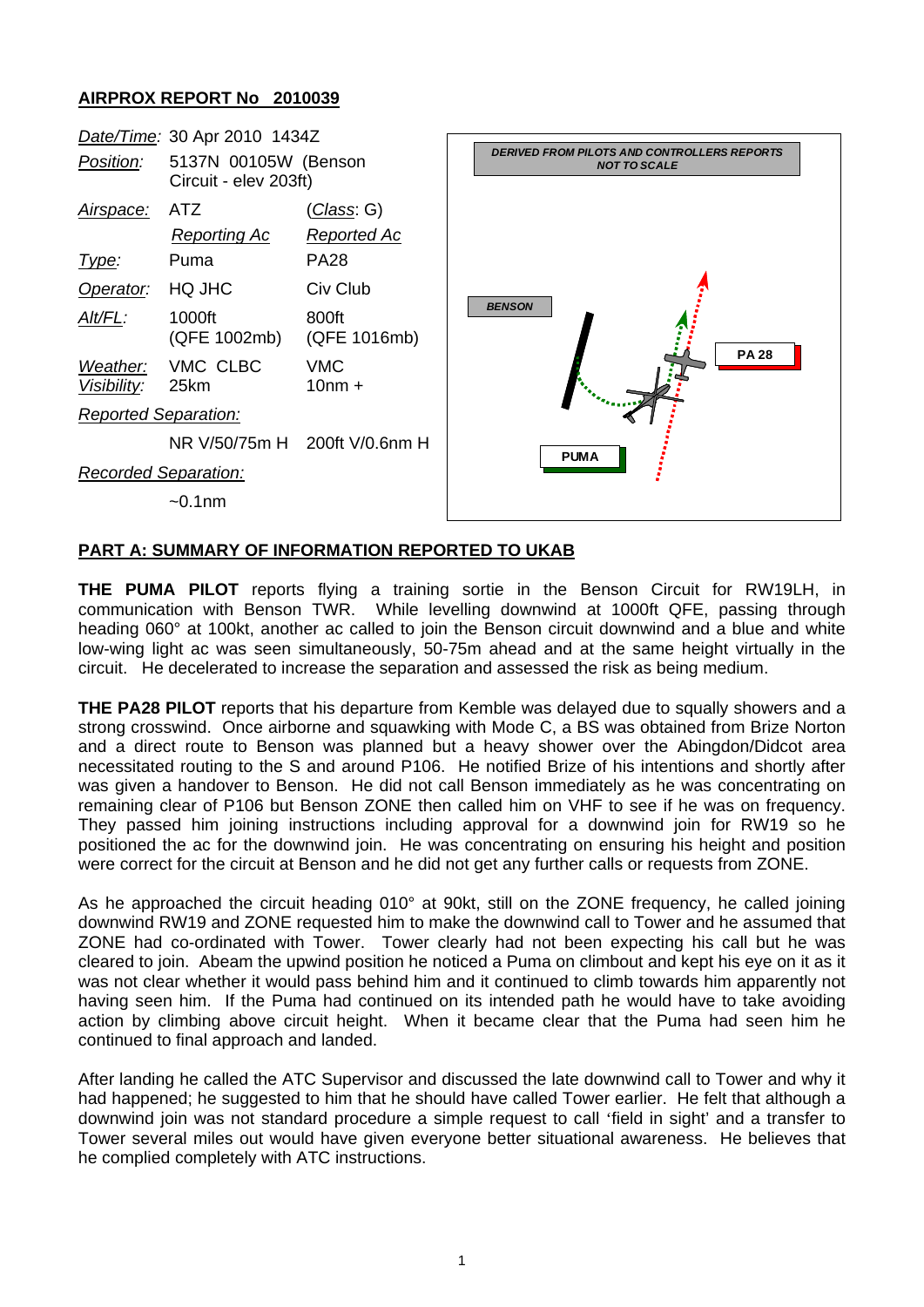## AIRPROX REPORT No 2010039

| | | |
|---|---|---|
| *Date/Time:* | 30 Apr 2010 1434Z | |
| *Position:* | 5137N 00105W (Benson Circuit - elev 203ft) | |
| *Airspace:* | ATZ | (*Class*: G) |
| | *Reporting Ac* | *Reported Ac* |
| *Type:* | Puma | PA28 |
| *Operator:* | HQ JHC | Civ Club |
| *Alt/FL:* | 1000ft (QFE 1002mb) | 800ft (QFE 1016mb) |
| *Weather:* | VMC CLBC | VMC |
| *Visibility:* | 25km | 10nm + |
| *Reported Separation:* | | |
| | NR V/50/75m H | 200ft V/0.6nm H |
| *Recorded Separation:* | | |
| | ~0.1nm | |

DERIVED FROM PILOTS AND CONTROLLERS REPORTS NOT TO SCALE

BENSON

PA 28

PUMA

## PART A: SUMMARY OF INFORMATION REPORTED TO UKAB

**THE PUMA PILOT** reports flying a training sortie in the Benson Circuit for RW19LH, in communication with Benson TWR. While levelling downwind at 1000ft QFE, passing through heading 060° at 100kt, another ac called to join the Benson circuit downwind and a blue and white low-wing light ac was seen simultaneously, 50-75m ahead and at the same height virtually in the circuit. He decelerated to increase the separation and assessed the risk as being medium.

**THE PA28 PILOT** reports that his departure from Kemble was delayed due to squally showers and a strong crosswind. Once airborne and squawking with Mode C, a BS was obtained from Brize Norton and a direct route to Benson was planned but a heavy shower over the Abingdon/Didcot area necessitated routing to the S and around P106. He notified Brize of his intentions and shortly after was given a handover to Benson. He did not call Benson immediately as he was concentrating on remaining clear of P106 but Benson ZONE then called him on VHF to see if he was on frequency. They passed him joining instructions including approval for a downwind join for RW19 so he positioned the ac for the downwind join. He was concentrating on ensuring his height and position were correct for the circuit at Benson and he did not get any further calls or requests from ZONE.

As he approached the circuit heading 010° at 90kt, still on the ZONE frequency, he called joining downwind RW19 and ZONE requested him to make the downwind call to Tower and he assumed that ZONE had co-ordinated with Tower. Tower clearly had not been expecting his call but he was cleared to join. Abeam the upwind position he noticed a Puma on climbout and kept his eye on it as it was not clear whether it would pass behind him and it continued to climb towards him apparently not having seen him. If the Puma had continued on its intended path he would have to take avoiding action by climbing above circuit height. When it became clear that the Puma had seen him he continued to final approach and landed.

After landing he called the ATC Supervisor and discussed the late downwind call to Tower and why it had happened; he suggested to him that he should have called Tower earlier. He felt that although a downwind join was not standard procedure a simple request to call 'field in sight' and a transfer to Tower several miles out would have given everyone better situational awareness. He believes that he complied completely with ATC instructions.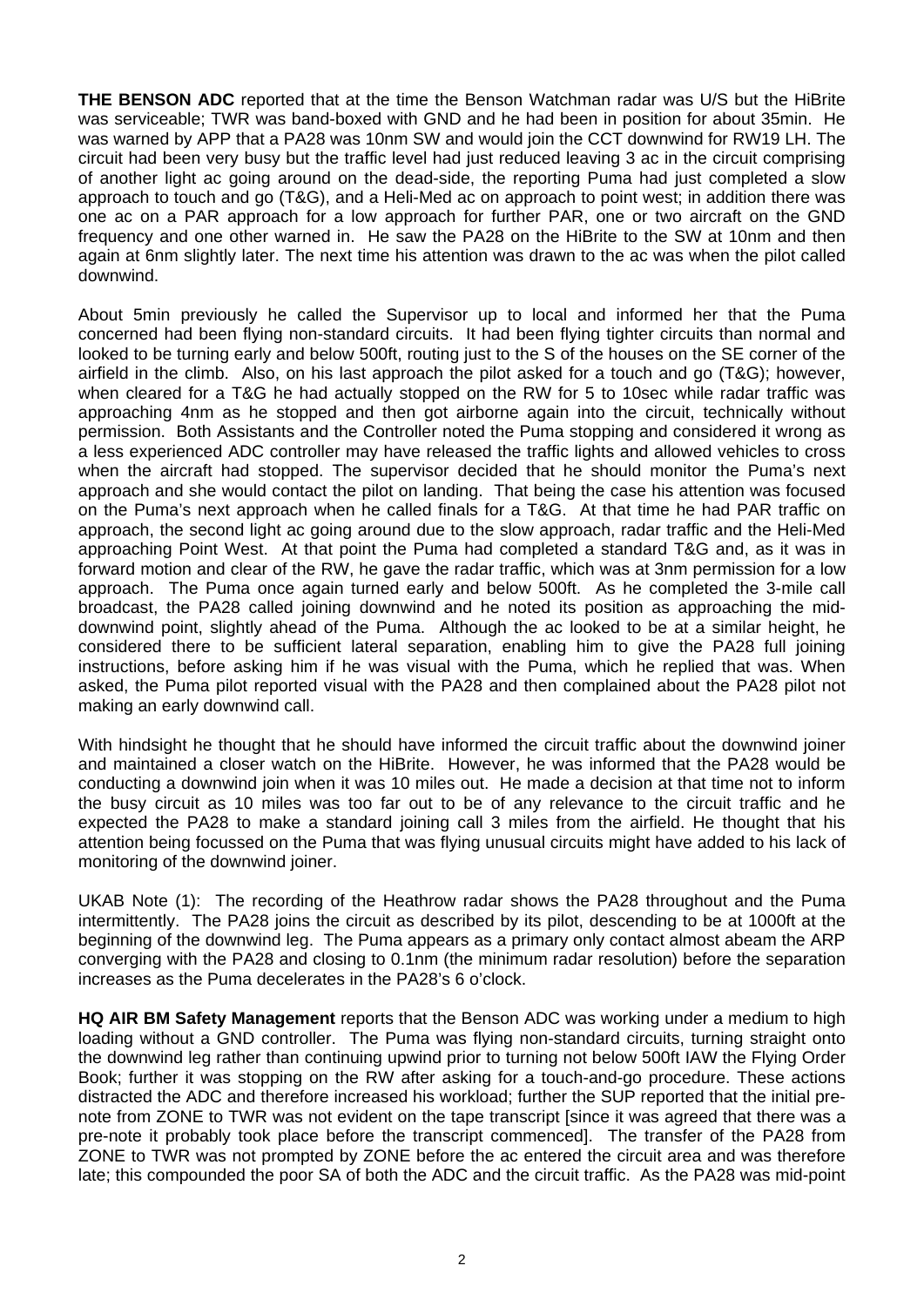**THE BENSON ADC** reported that at the time the Benson Watchman radar was U/S but the HiBrite was serviceable; TWR was band-boxed with GND and he had been in position for about 35min. He was warned by APP that a PA28 was 10nm SW and would join the CCT downwind for RW19 LH. The circuit had been very busy but the traffic level had just reduced leaving 3 ac in the circuit comprising of another light ac going around on the dead-side, the reporting Puma had just completed a slow approach to touch and go (T&G), and a Heli-Med ac on approach to point west; in addition there was one ac on a PAR approach for a low approach for further PAR, one or two aircraft on the GND frequency and one other warned in. He saw the PA28 on the HiBrite to the SW at 10nm and then again at 6nm slightly later. The next time his attention was drawn to the ac was when the pilot called downwind.

About 5min previously he called the Supervisor up to local and informed her that the Puma concerned had been flying non-standard circuits. It had been flying tighter circuits than normal and looked to be turning early and below 500ft, routing just to the S of the houses on the SE corner of the airfield in the climb. Also, on his last approach the pilot asked for a touch and go (T&G); however, when cleared for a T&G he had actually stopped on the RW for 5 to 10sec while radar traffic was approaching 4nm as he stopped and then got airborne again into the circuit, technically without permission. Both Assistants and the Controller noted the Puma stopping and considered it wrong as a less experienced ADC controller may have released the traffic lights and allowed vehicles to cross when the aircraft had stopped. The supervisor decided that he should monitor the Puma's next approach and she would contact the pilot on landing. That being the case his attention was focused on the Puma's next approach when he called finals for a T&G. At that time he had PAR traffic on approach, the second light ac going around due to the slow approach, radar traffic and the Heli-Med approaching Point West. At that point the Puma had completed a standard T&G and, as it was in forward motion and clear of the RW, he gave the radar traffic, which was at 3nm permission for a low approach. The Puma once again turned early and below 500ft. As he completed the 3-mile call broadcast, the PA28 called joining downwind and he noted its position as approaching the mid-downwind point, slightly ahead of the Puma. Although the ac looked to be at a similar height, he considered there to be sufficient lateral separation, enabling him to give the PA28 full joining instructions, before asking him if he was visual with the Puma, which he replied that was. When asked, the Puma pilot reported visual with the PA28 and then complained about the PA28 pilot not making an early downwind call.

With hindsight he thought that he should have informed the circuit traffic about the downwind joiner and maintained a closer watch on the HiBrite. However, he was informed that the PA28 would be conducting a downwind join when it was 10 miles out. He made a decision at that time not to inform the busy circuit as 10 miles was too far out to be of any relevance to the circuit traffic and he expected the PA28 to make a standard joining call 3 miles from the airfield. He thought that his attention being focussed on the Puma that was flying unusual circuits might have added to his lack of monitoring of the downwind joiner.

UKAB Note (1): The recording of the Heathrow radar shows the PA28 throughout and the Puma intermittently. The PA28 joins the circuit as described by its pilot, descending to be at 1000ft at the beginning of the downwind leg. The Puma appears as a primary only contact almost abeam the ARP converging with the PA28 and closing to 0.1nm (the minimum radar resolution) before the separation increases as the Puma decelerates in the PA28's 6 o'clock.

**HQ AIR BM Safety Management** reports that the Benson ADC was working under a medium to high loading without a GND controller. The Puma was flying non-standard circuits, turning straight onto the downwind leg rather than continuing upwind prior to turning not below 500ft IAW the Flying Order Book; further it was stopping on the RW after asking for a touch-and-go procedure. These actions distracted the ADC and therefore increased his workload; further the SUP reported that the initial pre-note from ZONE to TWR was not evident on the tape transcript [since it was agreed that there was a pre-note it probably took place before the transcript commenced]. The transfer of the PA28 from ZONE to TWR was not prompted by ZONE before the ac entered the circuit area and was therefore late; this compounded the poor SA of both the ADC and the circuit traffic. As the PA28 was mid-point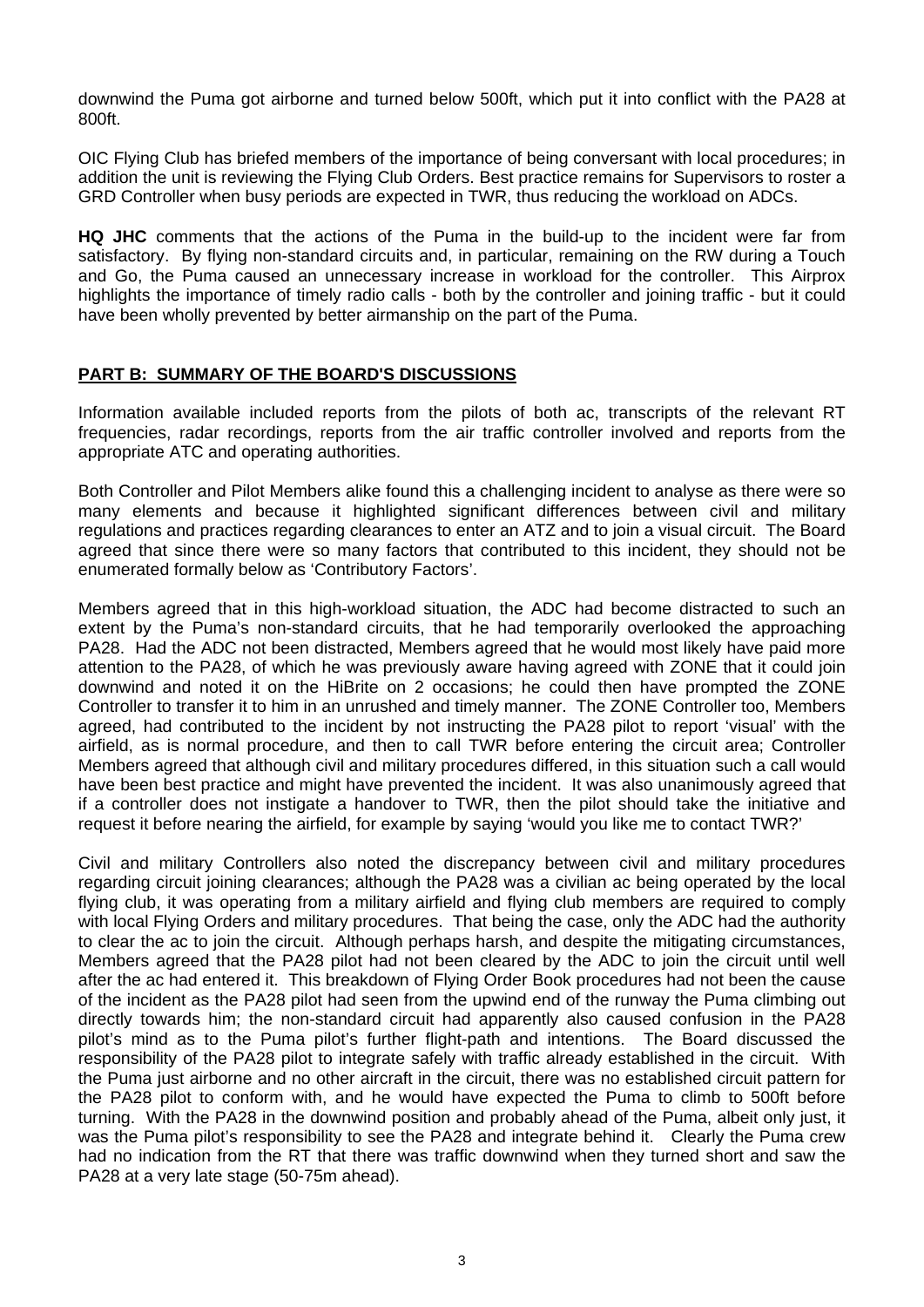downwind the Puma got airborne and turned below 500ft, which put it into conflict with the PA28 at 800ft.

OIC Flying Club has briefed members of the importance of being conversant with local procedures; in addition the unit is reviewing the Flying Club Orders. Best practice remains for Supervisors to roster a GRD Controller when busy periods are expected in TWR, thus reducing the workload on ADCs.

**HQ JHC** comments that the actions of the Puma in the build-up to the incident were far from satisfactory. By flying non-standard circuits and, in particular, remaining on the RW during a Touch and Go, the Puma caused an unnecessary increase in workload for the controller. This Airprox highlights the importance of timely radio calls - both by the controller and joining traffic - but it could have been wholly prevented by better airmanship on the part of the Puma.

## PART B: SUMMARY OF THE BOARD'S DISCUSSIONS

Information available included reports from the pilots of both ac, transcripts of the relevant RT frequencies, radar recordings, reports from the air traffic controller involved and reports from the appropriate ATC and operating authorities.

Both Controller and Pilot Members alike found this a challenging incident to analyse as there were so many elements and because it highlighted significant differences between civil and military regulations and practices regarding clearances to enter an ATZ and to join a visual circuit. The Board agreed that since there were so many factors that contributed to this incident, they should not be enumerated formally below as 'Contributory Factors'.

Members agreed that in this high-workload situation, the ADC had become distracted to such an extent by the Puma's non-standard circuits, that he had temporarily overlooked the approaching PA28. Had the ADC not been distracted, Members agreed that he would most likely have paid more attention to the PA28, of which he was previously aware having agreed with ZONE that it could join downwind and noted it on the HiBrite on 2 occasions; he could then have prompted the ZONE Controller to transfer it to him in an unrushed and timely manner. The ZONE Controller too, Members agreed, had contributed to the incident by not instructing the PA28 pilot to report 'visual' with the airfield, as is normal procedure, and then to call TWR before entering the circuit area; Controller Members agreed that although civil and military procedures differed, in this situation such a call would have been best practice and might have prevented the incident. It was also unanimously agreed that if a controller does not instigate a handover to TWR, then the pilot should take the initiative and request it before nearing the airfield, for example by saying 'would you like me to contact TWR?'

Civil and military Controllers also noted the discrepancy between civil and military procedures regarding circuit joining clearances; although the PA28 was a civilian ac being operated by the local flying club, it was operating from a military airfield and flying club members are required to comply with local Flying Orders and military procedures. That being the case, only the ADC had the authority to clear the ac to join the circuit. Although perhaps harsh, and despite the mitigating circumstances, Members agreed that the PA28 pilot had not been cleared by the ADC to join the circuit until well after the ac had entered it. This breakdown of Flying Order Book procedures had not been the cause of the incident as the PA28 pilot had seen from the upwind end of the runway the Puma climbing out directly towards him; the non-standard circuit had apparently also caused confusion in the PA28 pilot's mind as to the Puma pilot's further flight-path and intentions. The Board discussed the responsibility of the PA28 pilot to integrate safely with traffic already established in the circuit. With the Puma just airborne and no other aircraft in the circuit, there was no established circuit pattern for the PA28 pilot to conform with, and he would have expected the Puma to climb to 500ft before turning. With the PA28 in the downwind position and probably ahead of the Puma, albeit only just, it was the Puma pilot's responsibility to see the PA28 and integrate behind it. Clearly the Puma crew had no indication from the RT that there was traffic downwind when they turned short and saw the PA28 at a very late stage (50-75m ahead).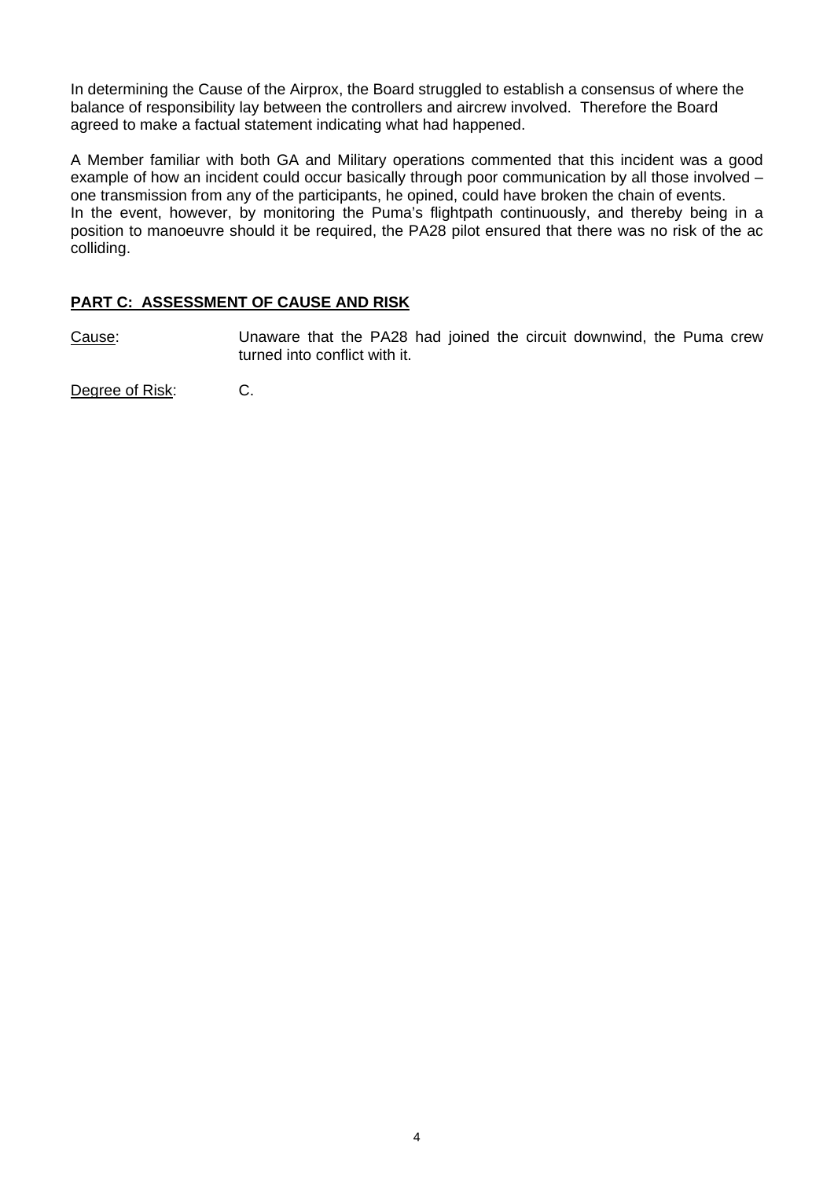In determining the Cause of the Airprox, the Board struggled to establish a consensus of where the balance of responsibility lay between the controllers and aircrew involved. Therefore the Board agreed to make a factual statement indicating what had happened.

A Member familiar with both GA and Military operations commented that this incident was a good example of how an incident could occur basically through poor communication by all those involved – one transmission from any of the participants, he opined, could have broken the chain of events. In the event, however, by monitoring the Puma's flightpath continuously, and thereby being in a position to manoeuvre should it be required, the PA28 pilot ensured that there was no risk of the ac colliding.

## PART C: ASSESSMENT OF CAUSE AND RISK

Cause: Unaware that the PA28 had joined the circuit downwind, the Puma crew turned into conflict with it.

Degree of Risk: C.